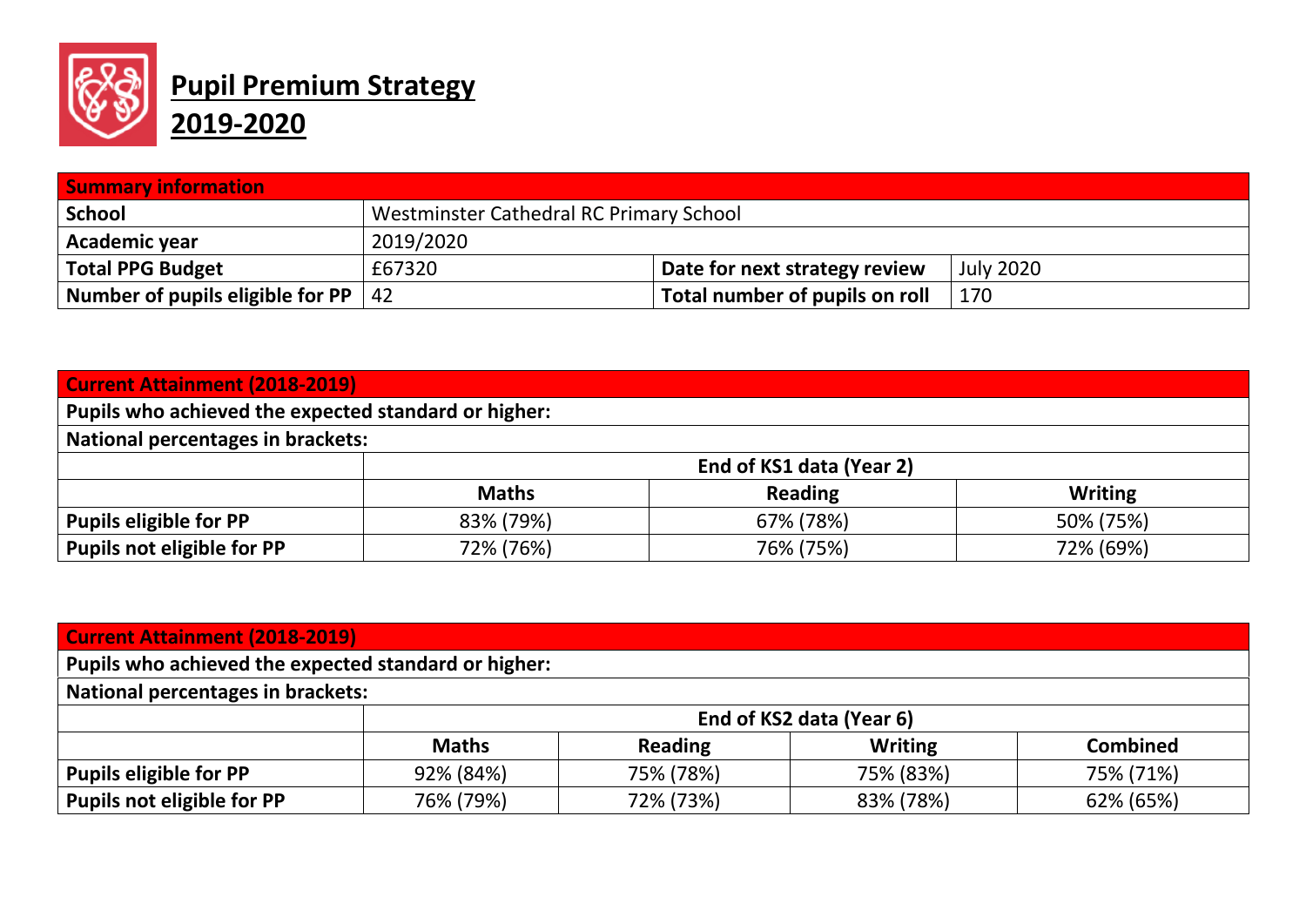# Pupil Premium Strategy 2019-2020

| Summary information | | | |
|---|---|---|---|
| **School** | Westminster Cathedral RC Primary School | | |
| **Academic year** | 2019/2020 | | |
| **Total PPG Budget** | £67320 | **Date for next strategy review** | July 2020 |
| **Number of pupils eligible for PP** | 42 | **Total number of pupils on roll** | 170 |

| Current Attainment (2018-2019) | | | |
|---|---|---|---|
| **Pupils who achieved the expected standard or higher:** | | | |
| **National percentages in brackets:** | | | |
| | **End of KS1 data (Year 2)** | | |
| | **Maths** | **Reading** | **Writing** |
| **Pupils eligible for PP** | 83% (79%) | 67% (78%) | 50% (75%) |
| **Pupils not eligible for PP** | 72% (76%) | 76% (75%) | 72% (69%) |

| Current Attainment (2018-2019) | | | | |
|---|---|---|---|---|
| **Pupils who achieved the expected standard or higher:** | | | | |
| **National percentages in brackets:** | | | | |
| | **End of KS2 data (Year 6)** | | | |
| | **Maths** | **Reading** | **Writing** | **Combined** |
| **Pupils eligible for PP** | 92% (84%) | 75% (78%) | 75% (83%) | 75% (71%) |
| **Pupils not eligible for PP** | 76% (79%) | 72% (73%) | 83% (78%) | 62% (65%) |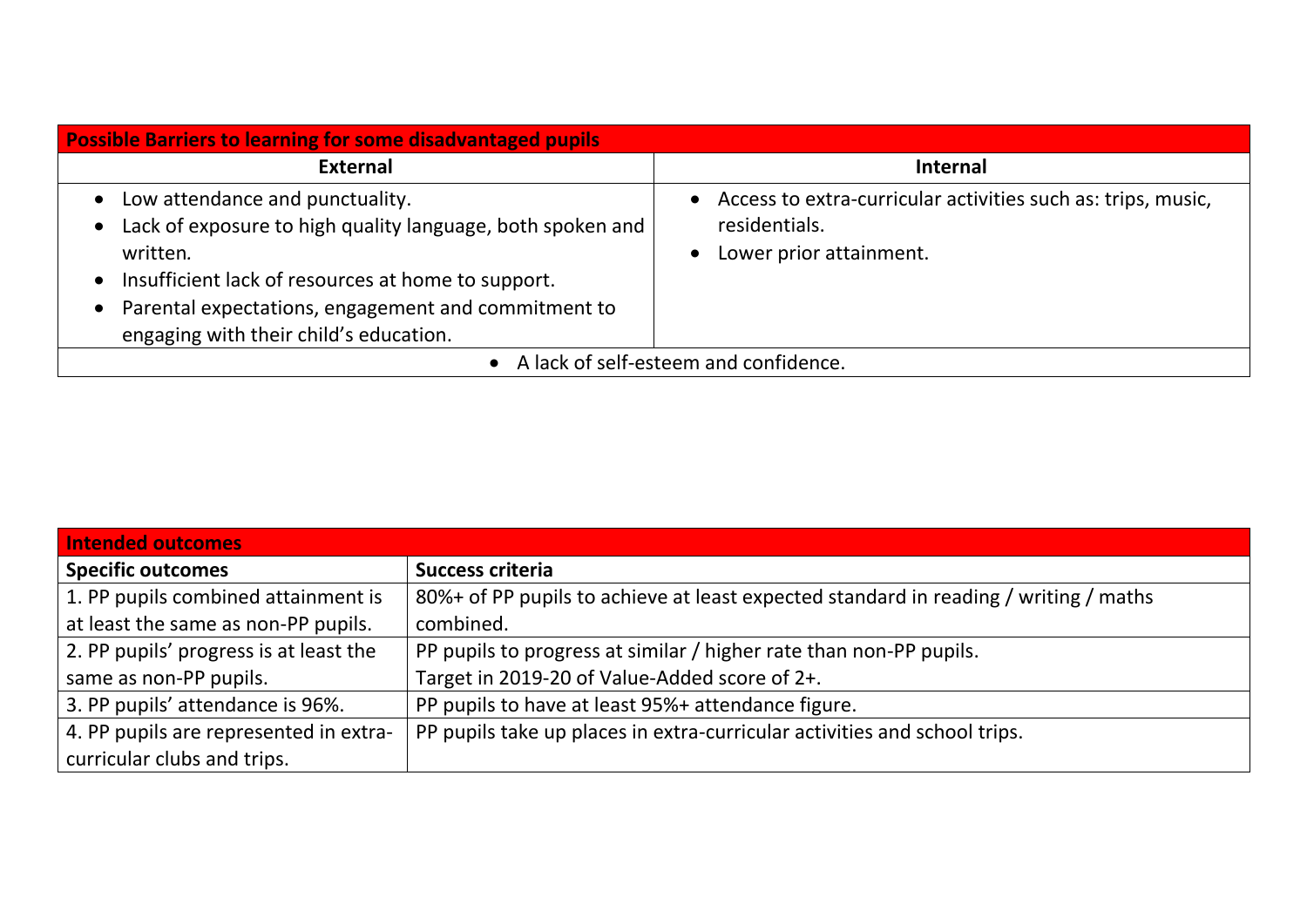| Possible Barriers to learning for some disadvantaged pupils | |
|---|---|
| **External** | **Internal** |
| • Low attendance and punctuality.<br>• Lack of exposure to high quality language, both spoken and written.<br>• Insufficient lack of resources at home to support.<br>• Parental expectations, engagement and commitment to engaging with their child's education. | • Access to extra-curricular activities such as: trips, music, residentials.<br>• Lower prior attainment. |
| • A lack of self-esteem and confidence. | |

| Intended outcomes | |
|---|---|
| **Specific outcomes** | **Success criteria** |
| 1. PP pupils combined attainment is at least the same as non-PP pupils. | 80%+ of PP pupils to achieve at least expected standard in reading / writing / maths combined. |
| 2. PP pupils' progress is at least the same as non-PP pupils. | PP pupils to progress at similar / higher rate than non-PP pupils.<br>Target in 2019-20 of Value-Added score of 2+. |
| 3. PP pupils' attendance is 96%. | PP pupils to have at least 95%+ attendance figure. |
| 4. PP pupils are represented in extra-curricular clubs and trips. | PP pupils take up places in extra-curricular activities and school trips. |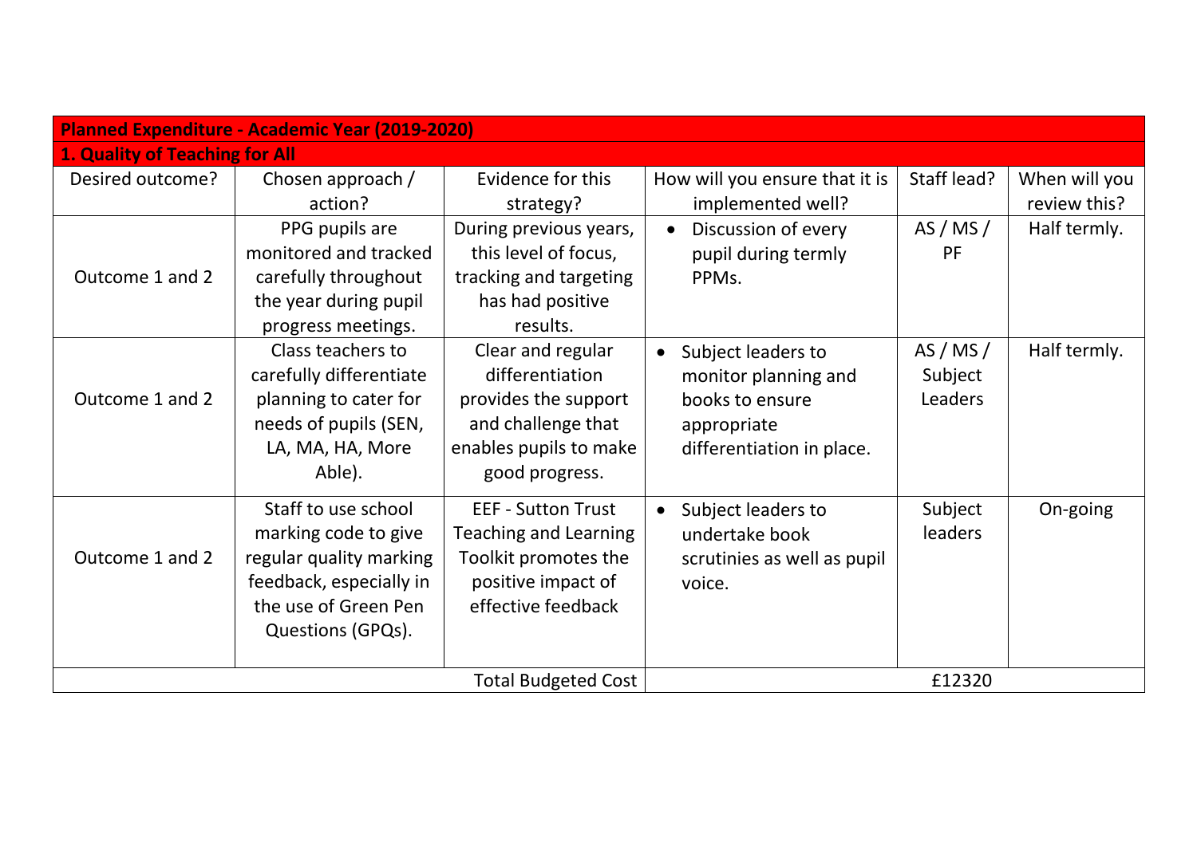| **Planned Expenditure - Academic Year (2019-2020)** | | | | | |
|---|---|---|---|---|---|
| **1. Quality of Teaching for All** | | | | | |
| Desired outcome? | Chosen approach / action? | Evidence for this strategy? | How will you ensure that it is implemented well? | Staff lead? | When will you review this? |
| Outcome 1 and 2 | PPG pupils are monitored and tracked carefully throughout the year during pupil progress meetings. | During previous years, this level of focus, tracking and targeting has had positive results. | • Discussion of every pupil during termly PPMs. | AS / MS / PF | Half termly. |
| Outcome 1 and 2 | Class teachers to carefully differentiate planning to cater for needs of pupils (SEN, LA, MA, HA, More Able). | Clear and regular differentiation provides the support and challenge that enables pupils to make good progress. | • Subject leaders to monitor planning and books to ensure appropriate differentiation in place. | AS / MS / Subject Leaders | Half termly. |
| Outcome 1 and 2 | Staff to use school marking code to give regular quality marking feedback, especially in the use of Green Pen Questions (GPQs). | EEF - Sutton Trust Teaching and Learning Toolkit promotes the positive impact of effective feedback | • Subject leaders to undertake book scrutinies as well as pupil voice. | Subject leaders | On-going |
| | | Total Budgeted Cost | £12320 | | |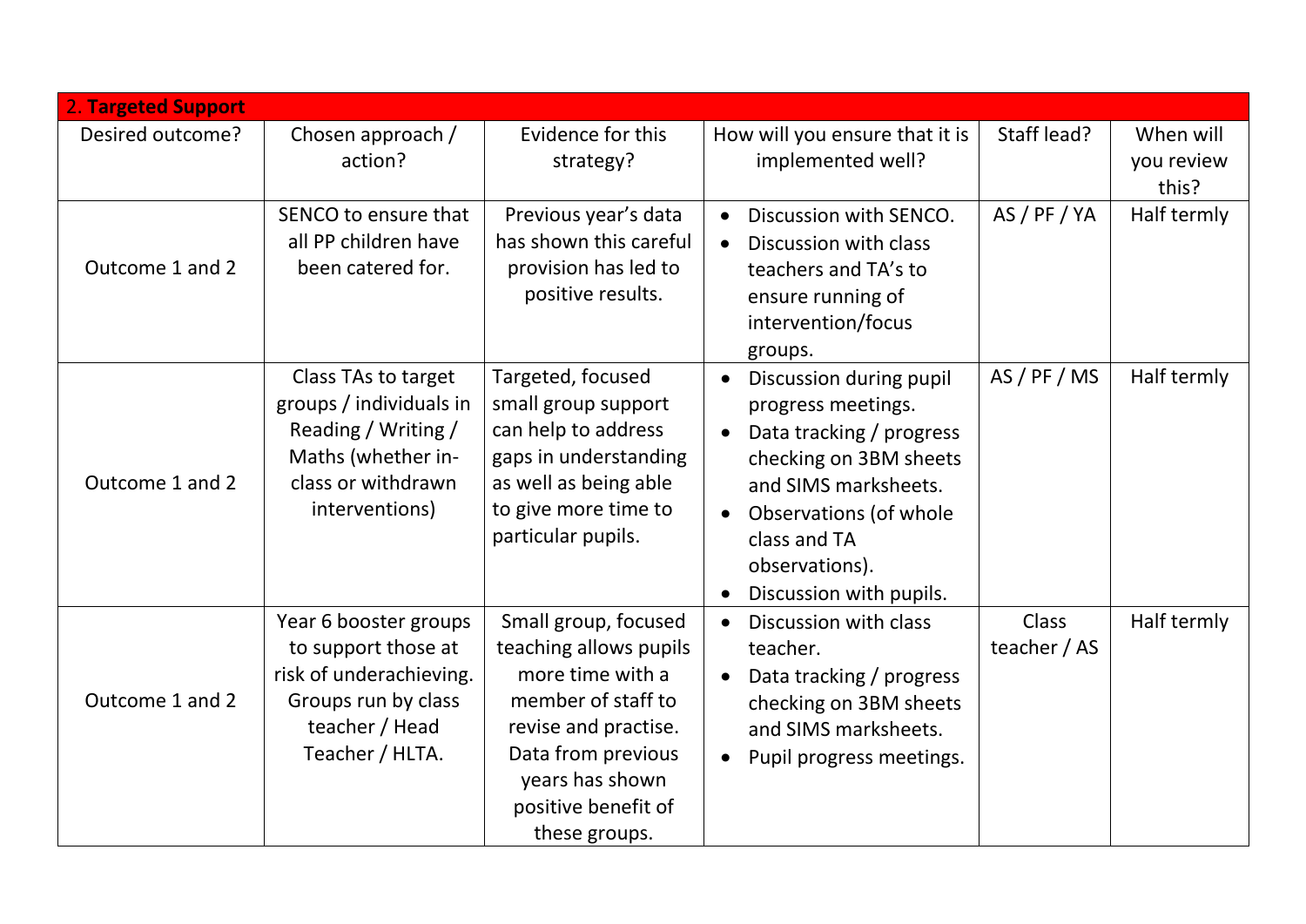| 2. **Targeted Support** | | | | | |
|---|---|---|---|---|---|
| Desired outcome? | Chosen approach / action? | Evidence for this strategy? | How will you ensure that it is implemented well? | Staff lead? | When will you review this? |
| Outcome 1 and 2 | SENCO to ensure that all PP children have been catered for. | Previous year's data has shown this careful provision has led to positive results. | • Discussion with SENCO.<br>• Discussion with class teachers and TA's to ensure running of intervention/focus groups. | AS / PF / YA | Half termly |
| Outcome 1 and 2 | Class TAs to target groups / individuals in Reading / Writing / Maths (whether in-class or withdrawn interventions) | Targeted, focused small group support can help to address gaps in understanding as well as being able to give more time to particular pupils. | • Discussion during pupil progress meetings.<br>• Data tracking / progress checking on 3BM sheets and SIMS marksheets.<br>• Observations (of whole class and TA observations).<br>• Discussion with pupils. | AS / PF / MS | Half termly |
| Outcome 1 and 2 | Year 6 booster groups to support those at risk of underachieving. Groups run by class teacher / Head Teacher / HLTA. | Small group, focused teaching allows pupils more time with a member of staff to revise and practise. Data from previous years has shown positive benefit of these groups. | • Discussion with class teacher.<br>• Data tracking / progress checking on 3BM sheets and SIMS marksheets.<br>• Pupil progress meetings. | Class teacher / AS | Half termly |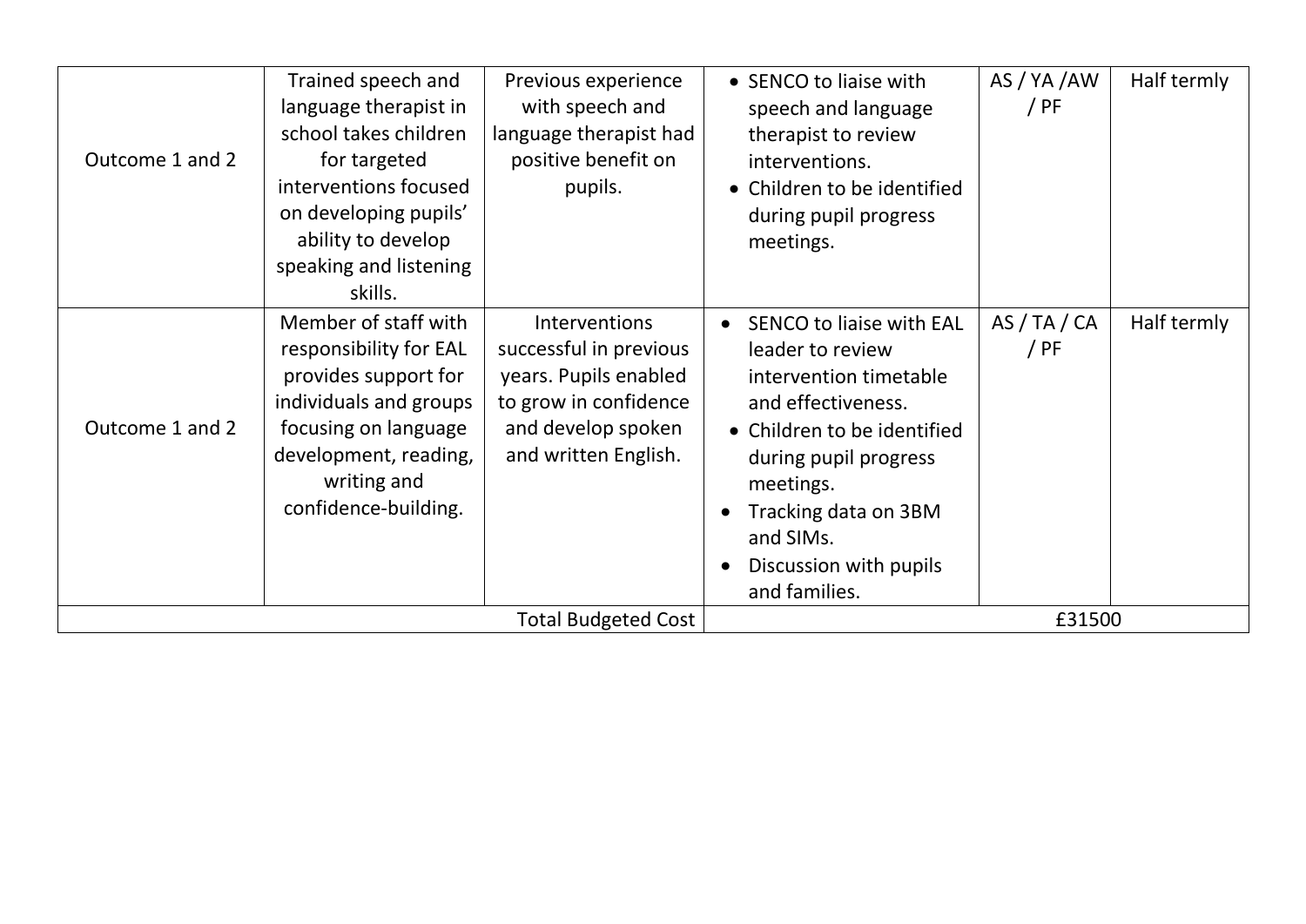| | | | | | |
|---|---|---|---|---|---|
| Outcome 1 and 2 | Trained speech and language therapist in school takes children for targeted interventions focused on developing pupils' ability to develop speaking and listening skills. | Previous experience with speech and language therapist had positive benefit on pupils. | • SENCO to liaise with speech and language therapist to review interventions.<br>• Children to be identified during pupil progress meetings. | AS / YA /AW / PF | Half termly |
| Outcome 1 and 2 | Member of staff with responsibility for EAL provides support for individuals and groups focusing on language development, reading, writing and confidence-building. | Interventions successful in previous years. Pupils enabled to grow in confidence and develop spoken and written English. | • SENCO to liaise with EAL leader to review intervention timetable and effectiveness.<br>• Children to be identified during pupil progress meetings.<br>• Tracking data on 3BM and SIMs.<br>• Discussion with pupils and families. | AS / TA / CA / PF | Half termly |
| | | Total Budgeted Cost | £31500 | | |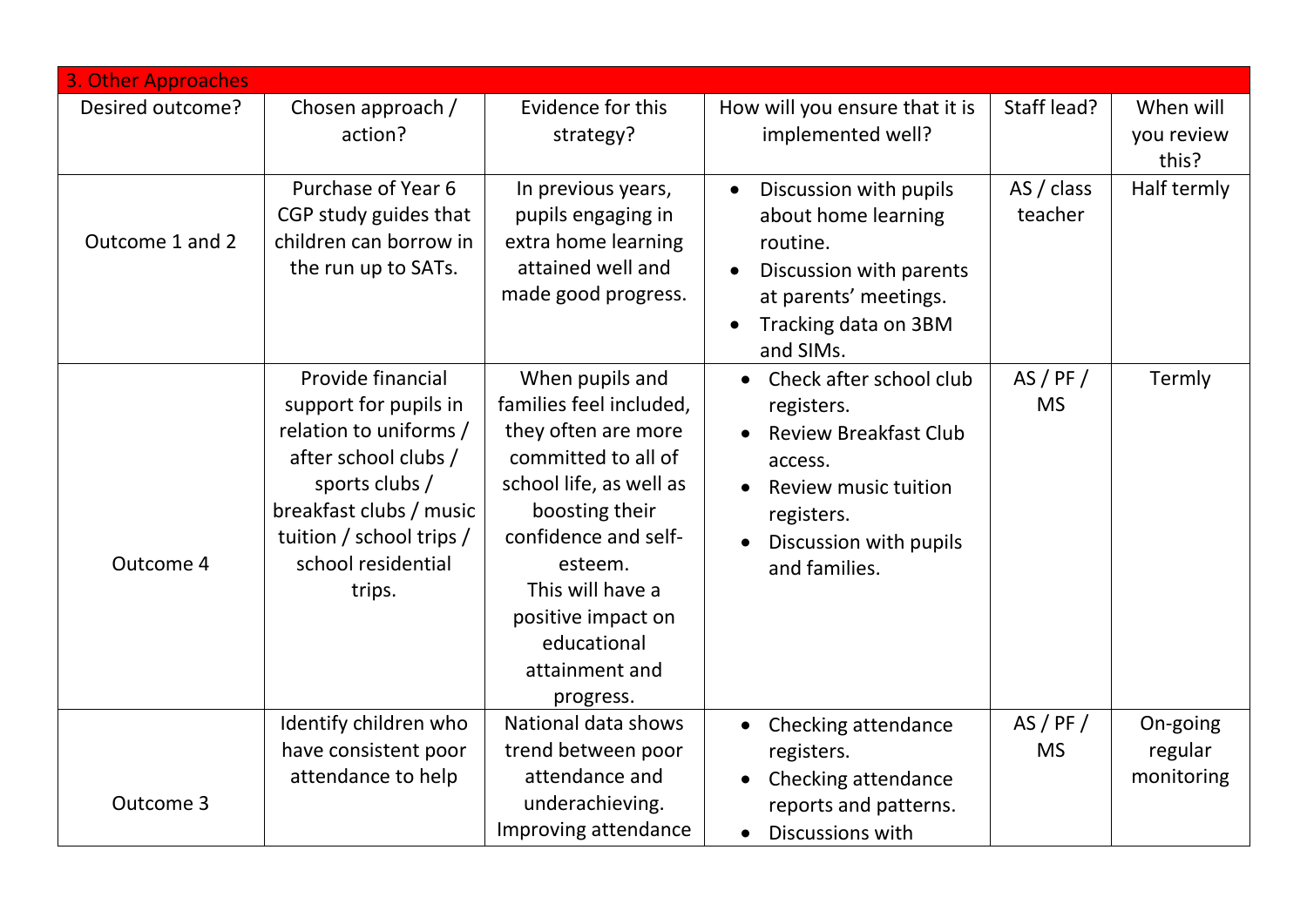| 3. Other Approaches | | | | | |
|---|---|---|---|---|---|
| Desired outcome? | Chosen approach / action? | Evidence for this strategy? | How will you ensure that it is implemented well? | Staff lead? | When will you review this? |
| Outcome 1 and 2 | Purchase of Year 6 CGP study guides that children can borrow in the run up to SATs. | In previous years, pupils engaging in extra home learning attained well and made good progress. | • Discussion with pupils about home learning routine.<br>• Discussion with parents at parents' meetings.<br>• Tracking data on 3BM and SIMs. | AS / class teacher | Half termly |
| Outcome 4 | Provide financial support for pupils in relation to uniforms / after school clubs / sports clubs / breakfast clubs / music tuition / school trips / school residential trips. | When pupils and families feel included, they often are more committed to all of school life, as well as boosting their confidence and self-esteem.<br>This will have a positive impact on educational attainment and progress. | • Check after school club registers.<br>• Review Breakfast Club access.<br>• Review music tuition registers.<br>• Discussion with pupils and families. | AS / PF / MS | Termly |
| Outcome 3 | Identify children who have consistent poor attendance to help | National data shows trend between poor attendance and underachieving. Improving attendance | • Checking attendance registers.<br>• Checking attendance reports and patterns.<br>• Discussions with | AS / PF / MS | On-going regular monitoring |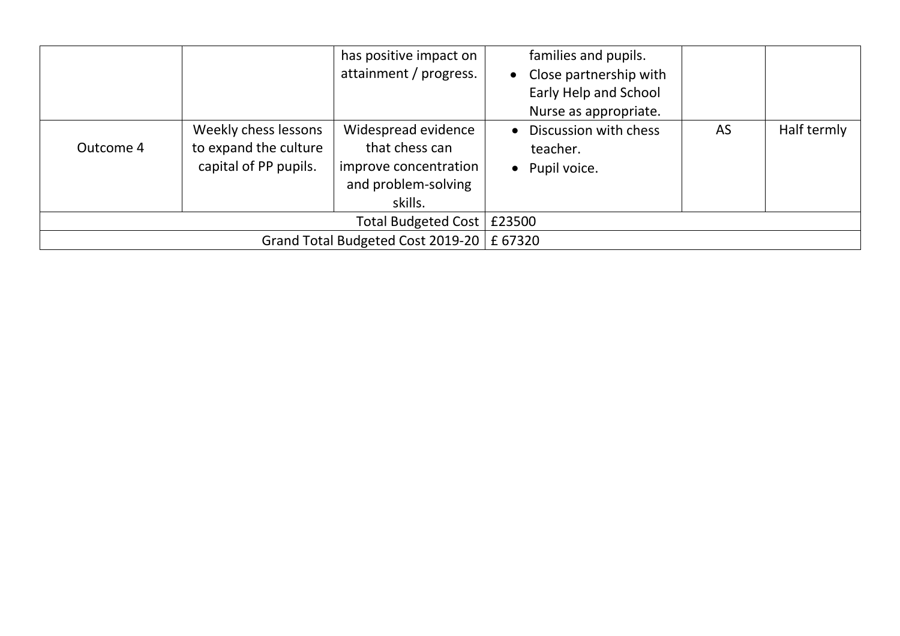| | | | | | |
|---|---|---|---|---|---|
| | | has positive impact on attainment / progress. | families and pupils.<br>• Close partnership with Early Help and School Nurse as appropriate. | | |
| Outcome 4 | Weekly chess lessons to expand the culture capital of PP pupils. | Widespread evidence that chess can improve concentration and problem-solving skills. | • Discussion with chess teacher.<br>• Pupil voice. | AS | Half termly |
| | | Total Budgeted Cost | £23500 | | |
| | | Grand Total Budgeted Cost 2019-20 | £ 67320 | | |